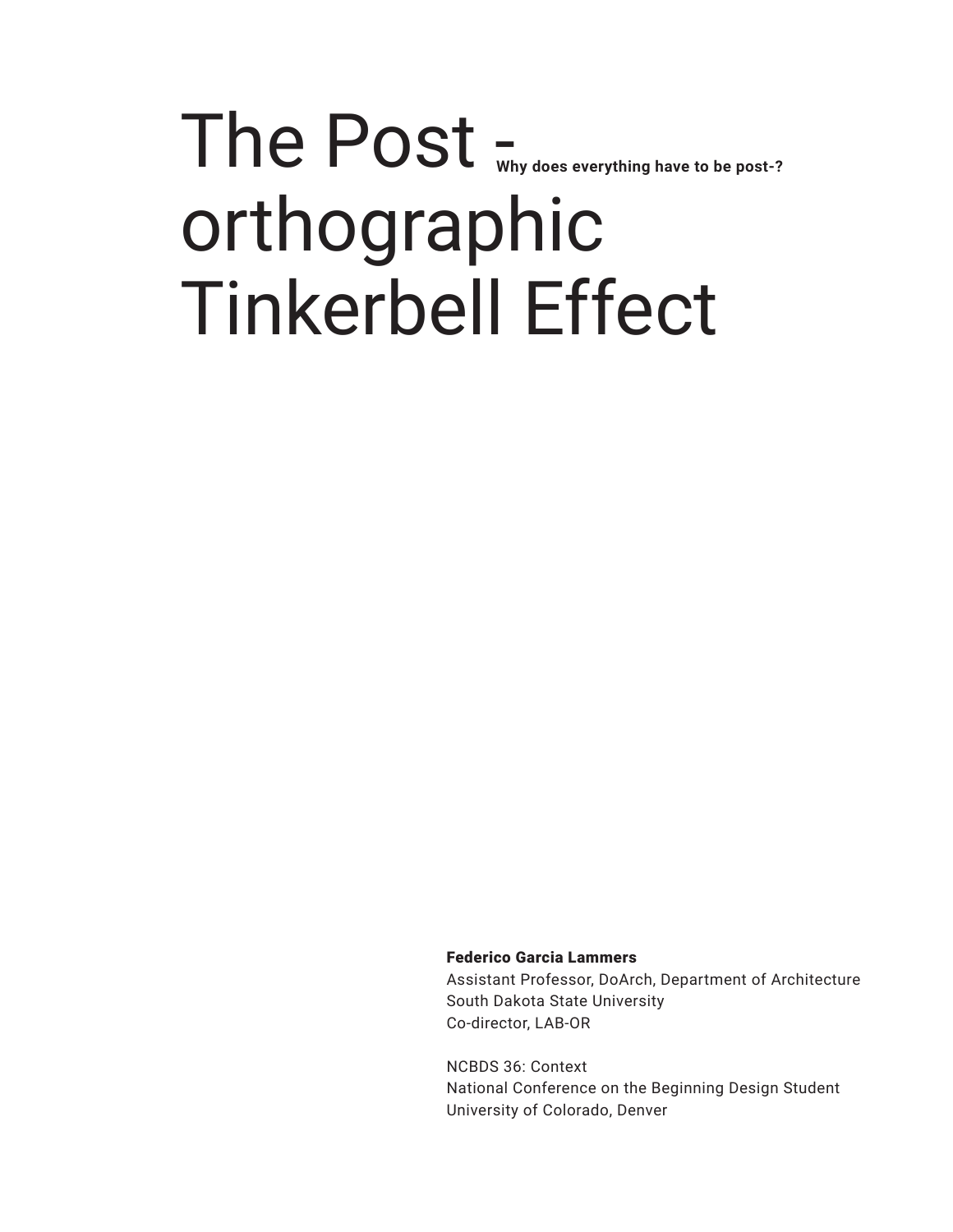# The Post - orthographic Tinkerbell Effect

**Why does everything have to be post-?**

**Federico Garcia Lammers**
Assistant Professor, DoArch, Department of Architecture
South Dakota State University
Co-director, LAB-OR

NCBDS 36: Context
National Conference on the Beginning Design Student
University of Colorado, Denver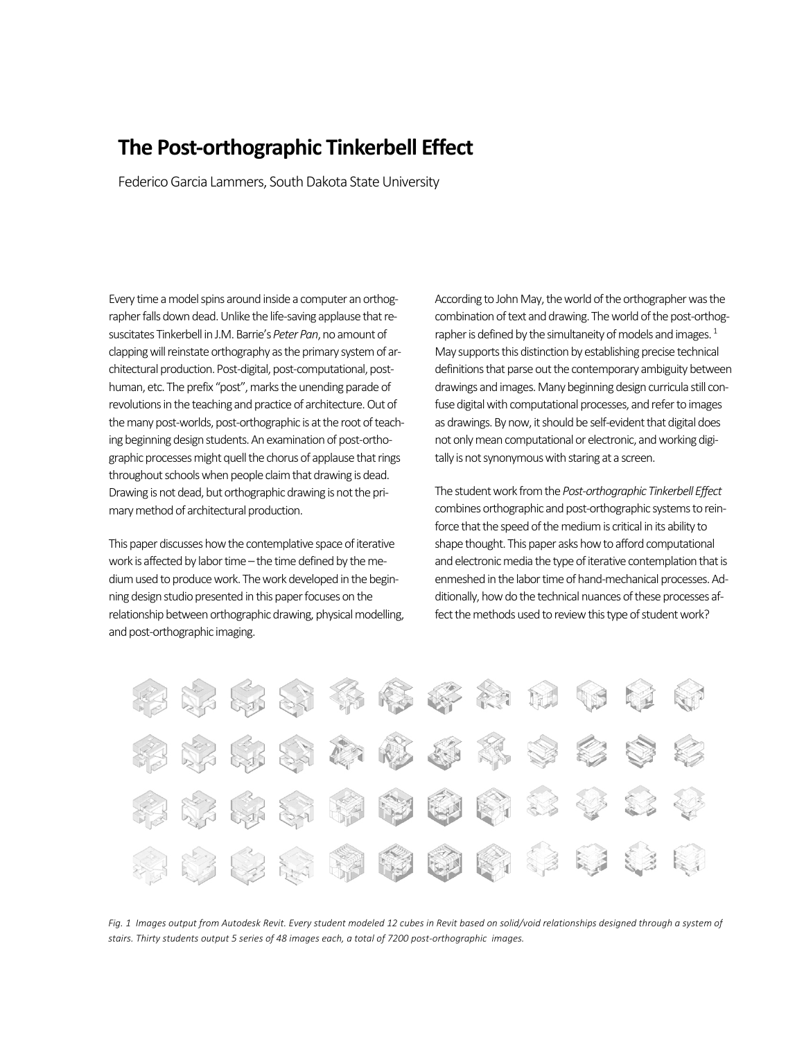# The Post-orthographic Tinkerbell Effect

Federico Garcia Lammers, South Dakota State University

Every time a model spins around inside a computer an orthographer falls down dead. Unlike the life-saving applause that resuscitates Tinkerbell in J.M. Barrie's *Peter Pan*, no amount of clapping will reinstate orthography as the primary system of architectural production. Post-digital, post-computational, post-human, etc. The prefix "post", marks the unending parade of revolutions in the teaching and practice of architecture. Out of the many post-worlds, post-orthographic is at the root of teaching beginning design students. An examination of post-orthographic processes might quell the chorus of applause that rings throughout schools when people claim that drawing is dead. Drawing is not dead, but orthographic drawing is not the primary method of architectural production.

This paper discusses how the contemplative space of iterative work is affected by labor time – the time defined by the medium used to produce work. The work developed in the beginning design studio presented in this paper focuses on the relationship between orthographic drawing, physical modelling, and post-orthographic imaging.

According to John May, the world of the orthographer was the combination of text and drawing. The world of the post-orthographer is defined by the simultaneity of models and images. [1] May supports this distinction by establishing precise technical definitions that parse out the contemporary ambiguity between drawings and images. Many beginning design curricula still confuse digital with computational processes, and refer to images as drawings. By now, it should be self-evident that digital does not only mean computational or electronic, and working digitally is not synonymous with staring at a screen.

The student work from the *Post-orthographic Tinkerbell Effect* combines orthographic and post-orthographic systems to reinforce that the speed of the medium is critical in its ability to shape thought. This paper asks how to afford computational and electronic media the type of iterative contemplation that is enmeshed in the labor time of hand-mechanical processes. Additionally, how do the technical nuances of these processes affect the methods used to review this type of student work?

*Fig. 1 Images output from Autodesk Revit. Every student modeled 12 cubes in Revit based on solid/void relationships designed through a system of stairs. Thirty students output 5 series of 48 images each, a total of 7200 post-orthographic images.*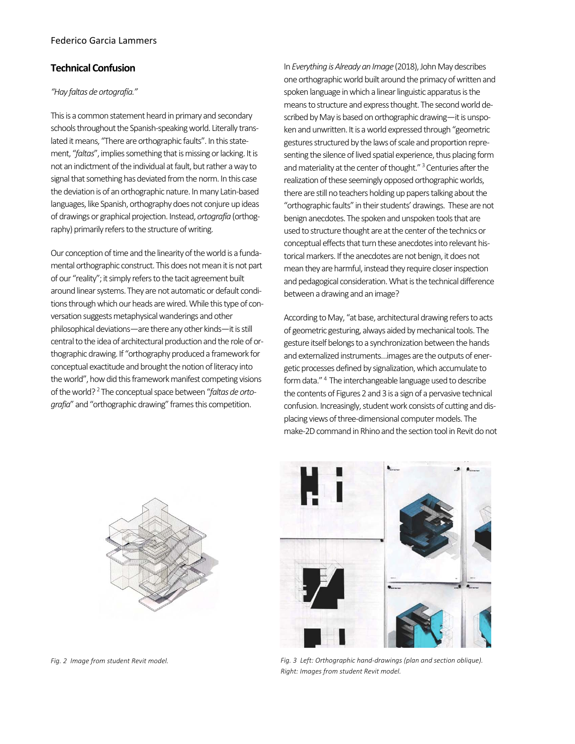## Technical Confusion

*"Hay faltas de ortografía."*

This is a common statement heard in primary and secondary schools throughout the Spanish-speaking world. Literally translated it means, "There are orthographic faults". In this statement, "*faltas*", implies something that is missing or lacking. It is not an indictment of the individual at fault, but rather a way to signal that something has deviated from the norm. In this case the deviation is of an orthographic nature. In many Latin-based languages, like Spanish, orthography does not conjure up ideas of drawings or graphical projection. Instead, *ortografía* (orthography) primarily refers to the structure of writing.

Our conception of time and the linearity of the world is a fundamental orthographic construct. This does not mean it is not part of our "reality"; it simply refers to the tacit agreement built around linear systems. They are not automatic or default conditions through which our heads are wired. While this type of conversation suggests metaphysical wanderings and other philosophical deviations—are there any other kinds—it is still central to the idea of architectural production and the role of orthographic drawing. If "orthography produced a framework for conceptual exactitude and brought the notion of literacy into the world", how did this framework manifest competing visions of the world? [2] The conceptual space between "*faltas de ortografía*" and "orthographic drawing" frames this competition.

In *Everything is Already an Image* (2018), John May describes one orthographic world built around the primacy of written and spoken language in which a linear linguistic apparatus is the means to structure and express thought. The second world described by May is based on orthographic drawing—it is unspoken and unwritten. It is a world expressed through "geometric gestures structured by the laws of scale and proportion representing the silence of lived spatial experience, thus placing form and materiality at the center of thought." [3] Centuries after the realization of these seemingly opposed orthographic worlds, there are still no teachers holding up papers talking about the "orthographic faults" in their students' drawings. These are not benign anecdotes. The spoken and unspoken tools that are used to structure thought are at the center of the technics or conceptual effects that turn these anecdotes into relevant historical markers. If the anecdotes are not benign, it does not mean they are harmful, instead they require closer inspection and pedagogical consideration. What is the technical difference between a drawing and an image?

According to May, "at base, architectural drawing refers to acts of geometric gesturing, always aided by mechanical tools. The gesture itself belongs to a synchronization between the hands and externalized instruments…images are the outputs of energetic processes defined by signalization, which accumulate to form data." [4] The interchangeable language used to describe the contents of Figures 2 and 3 is a sign of a pervasive technical confusion. Increasingly, student work consists of cutting and displacing views of three-dimensional computer models. The make-2D command in Rhino and the section tool in Revit do not

*Fig. 2 Image from student Revit model.*

*Fig. 3 Left: Orthographic hand-drawings (plan and section oblique). Right: Images from student Revit model.*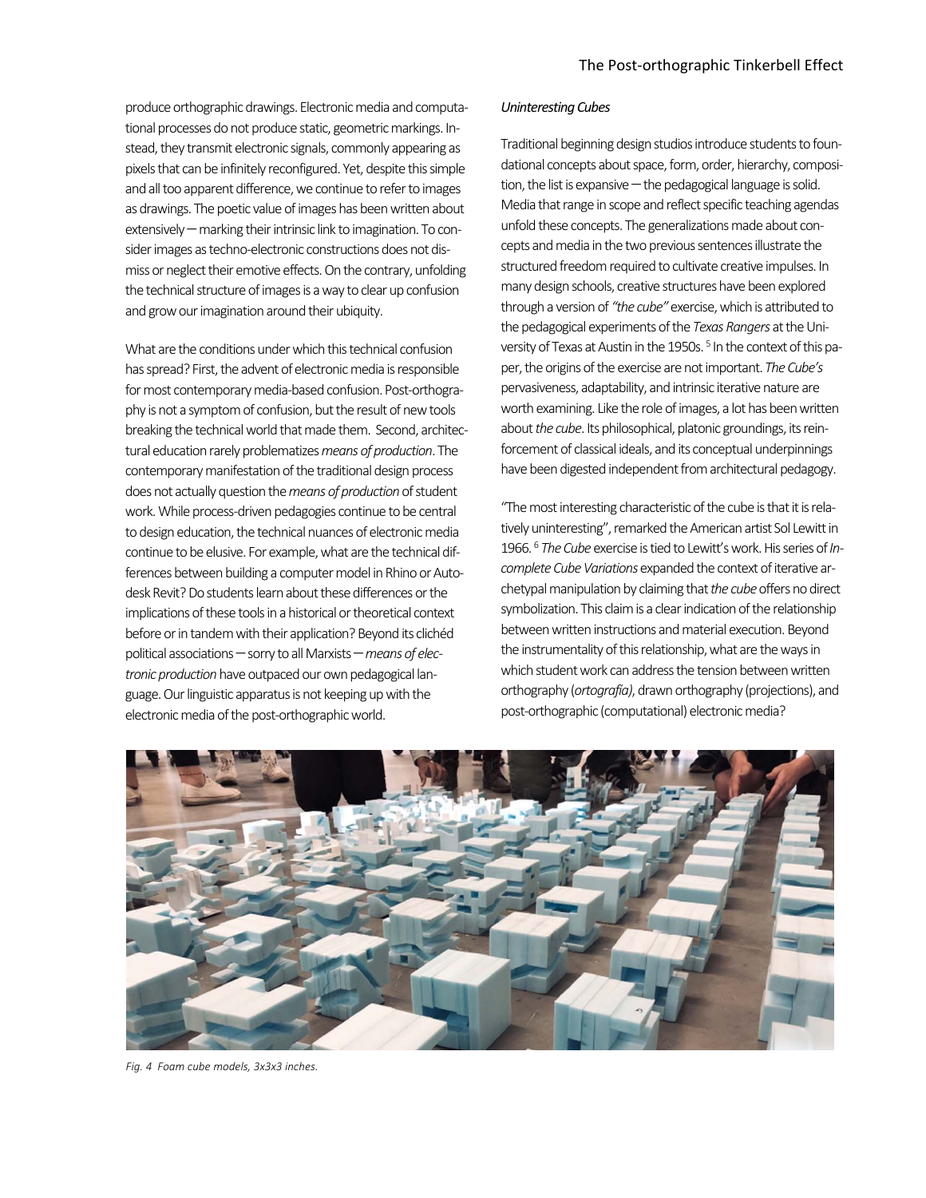produce orthographic drawings. Electronic media and computational processes do not produce static, geometric markings. Instead, they transmit electronic signals, commonly appearing as pixels that can be infinitely reconfigured. Yet, despite this simple and all too apparent difference, we continue to refer to images as drawings. The poetic value of images has been written about extensively — marking their intrinsic link to imagination. To consider images as techno-electronic constructions does not dismiss or neglect their emotive effects. On the contrary, unfolding the technical structure of images is a way to clear up confusion and grow our imagination around their ubiquity.

What are the conditions under which this technical confusion has spread? First, the advent of electronic media is responsible for most contemporary media-based confusion. Post-orthography is not a symptom of confusion, but the result of new tools breaking the technical world that made them. Second, architectural education rarely problematizes *means of production*. The contemporary manifestation of the traditional design process does not actually question the *means of production* of student work. While process-driven pedagogies continue to be central to design education, the technical nuances of electronic media continue to be elusive. For example, what are the technical differences between building a computer model in Rhino or Autodesk Revit? Do students learn about these differences or the implications of these tools in a historical or theoretical context before or in tandem with their application? Beyond its clichéd political associations — sorry to all Marxists — *means of electronic production* have outpaced our own pedagogical language. Our linguistic apparatus is not keeping up with the electronic media of the post-orthographic world.

### *Uninteresting Cubes*

Traditional beginning design studios introduce students to foundational concepts about space, form, order, hierarchy, composition, the list is expansive — the pedagogical language is solid. Media that range in scope and reflect specific teaching agendas unfold these concepts. The generalizations made about concepts and media in the two previous sentences illustrate the structured freedom required to cultivate creative impulses. In many design schools, creative structures have been explored through a version of *"the cube"* exercise, which is attributed to the pedagogical experiments of the *Texas Rangers* at the University of Texas at Austin in the 1950s.[5] In the context of this paper, the origins of the exercise are not important. *The Cube's* pervasiveness, adaptability, and intrinsic iterative nature are worth examining. Like the role of images, a lot has been written about *the cube*. Its philosophical, platonic groundings, its reinforcement of classical ideals, and its conceptual underpinnings have been digested independent from architectural pedagogy.

"The most interesting characteristic of the cube is that it is relatively uninteresting", remarked the American artist Sol Lewitt in 1966.[6] *The Cube* exercise is tied to Lewitt's work. His series of *Incomplete Cube Variations* expanded the context of iterative archetypal manipulation by claiming that *the cube* offers no direct symbolization. This claim is a clear indication of the relationship between written instructions and material execution. Beyond the instrumentality of this relationship, what are the ways in which student work can address the tension between written orthography (*ortografía)*, drawn orthography (projections), and post-orthographic (computational) electronic media?

*Fig. 4 Foam cube models, 3x3x3 inches.*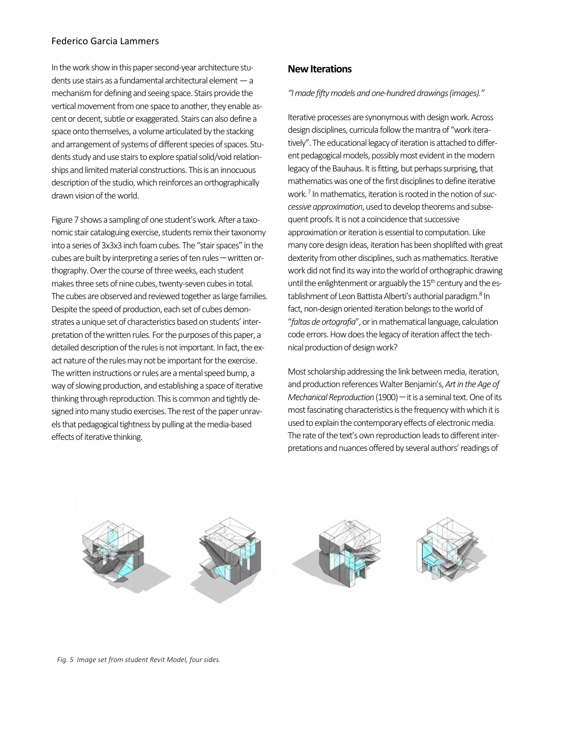In the work show in this paper second-year architecture students use stairs as a fundamental architectural element — a mechanism for defining and seeing space. Stairs provide the vertical movement from one space to another, they enable ascent or decent, subtle or exaggerated. Stairs can also define a space onto themselves, a volume articulated by the stacking and arrangement of systems of different species of spaces. Students study and use stairs to explore spatial solid/void relationships and limited material constructions. This is an innocuous description of the studio, which reinforces an orthographically drawn vision of the world.

Figure 7 shows a sampling of one student's work. After a taxonomic stair cataloguing exercise, students remix their taxonomy into a series of 3x3x3 inch foam cubes. The "stair spaces" in the cubes are built by interpreting a series of ten rules — written orthography. Over the course of three weeks, each student makes three sets of nine cubes, twenty-seven cubes in total. The cubes are observed and reviewed together as large families. Despite the speed of production, each set of cubes demonstrates a unique set of characteristics based on students' interpretation of the written rules. For the purposes of this paper, a detailed description of the rules is not important. In fact, the exact nature of the rules may not be important for the exercise. The written instructions or rules are a mental speed bump, a way of slowing production, and establishing a space of iterative thinking through reproduction. This is common and tightly designed into many studio exercises. The rest of the paper unravels that pedagogical tightness by pulling at the media-based effects of iterative thinking.

## New Iterations

*"I made fifty models and one-hundred drawings (images)."*

Iterative processes are synonymous with design work. Across design disciplines, curricula follow the mantra of "work iteratively". The educational legacy of iteration is attached to different pedagogical models, possibly most evident in the modern legacy of the Bauhaus. It is fitting, but perhaps surprising, that mathematics was one of the first disciplines to define iterative work.[7] In mathematics, iteration is rooted in the notion of *successive approximation*, used to develop theorems and subsequent proofs. It is not a coincidence that successive approximation or iteration is essential to computation. Like many core design ideas, iteration has been shoplifted with great dexterity from other disciplines, such as mathematics. Iterative work did not find its way into the world of orthographic drawing until the enlightenment or arguably the 15th century and the establishment of Leon Battista Alberti's authorial paradigm.[8] In fact, non-design oriented iteration belongs to the world of "*faltas de ortografia*", or in mathematical language, calculation code errors. How does the legacy of iteration affect the technical production of design work?

Most scholarship addressing the link between media, iteration, and production references Walter Benjamin's, *Art in the Age of Mechanical Reproduction* (1900) — it is a seminal text. One of its most fascinating characteristics is the frequency with which it is used to explain the contemporary effects of electronic media. The rate of the text's own reproduction leads to different interpretations and nuances offered by several authors' readings of

*Fig. 5 Image set from student Revit Model, four sides.*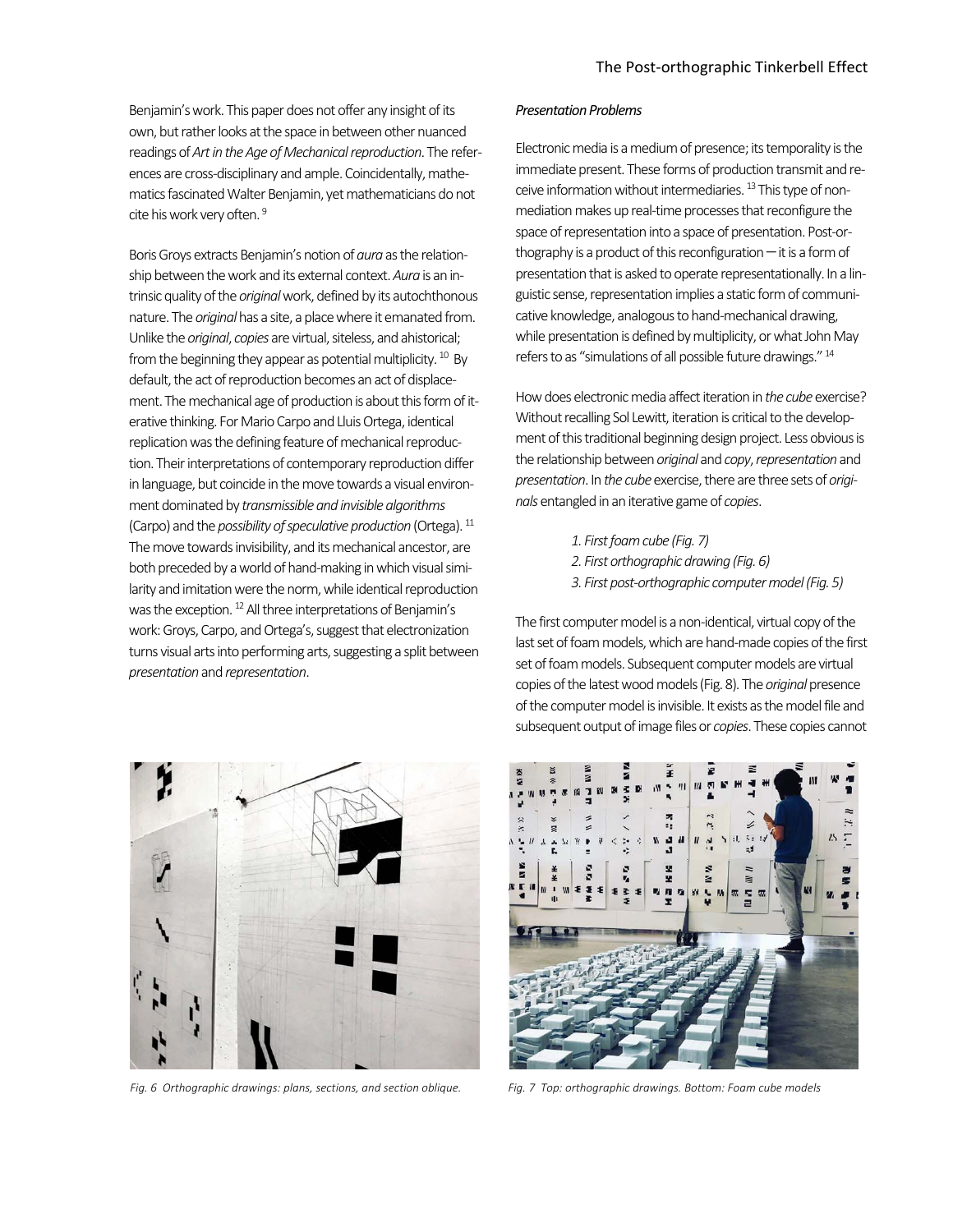Benjamin's work. This paper does not offer any insight of its own, but rather looks at the space in between other nuanced readings of *Art in the Age of Mechanical reproduction*. The references are cross-disciplinary and ample. Coincidentally, mathematics fascinated Walter Benjamin, yet mathematicians do not cite his work very often. [9]

Boris Groys extracts Benjamin's notion of *aura* as the relationship between the work and its external context. *Aura* is an intrinsic quality of the *original* work, defined by its autochthonous nature. The *original* has a site, a place where it emanated from. Unlike the *original*, *copies* are virtual, siteless, and ahistorical; from the beginning they appear as potential multiplicity. [10] By default, the act of reproduction becomes an act of displacement. The mechanical age of production is about this form of iterative thinking. For Mario Carpo and Lluis Ortega, identical replication was the defining feature of mechanical reproduction. Their interpretations of contemporary reproduction differ in language, but coincide in the move towards a visual environment dominated by *transmissible and invisible algorithms* (Carpo) and the *possibility of speculative production* (Ortega). [11] The move towards invisibility, and its mechanical ancestor, are both preceded by a world of hand-making in which visual similarity and imitation were the norm, while identical reproduction was the exception. [12] All three interpretations of Benjamin's work: Groys, Carpo, and Ortega's, suggest that electronization turns visual arts into performing arts, suggesting a split between *presentation* and *representation*.

### *Presentation Problems*

Electronic media is a medium of presence; its temporality is the immediate present. These forms of production transmit and receive information without intermediaries. [13] This type of non-mediation makes up real-time processes that reconfigure the space of representation into a space of presentation. Post-orthography is a product of this reconfiguration — it is a form of presentation that is asked to operate representationally. In a linguistic sense, representation implies a static form of communicative knowledge, analogous to hand-mechanical drawing, while presentation is defined by multiplicity, or what John May refers to as "simulations of all possible future drawings." [14]

How does electronic media affect iteration in *the cube* exercise? Without recalling Sol Lewitt, iteration is critical to the development of this traditional beginning design project. Less obvious is the relationship between *original* and *copy*, *representation* and *presentation*. In *the cube* exercise, there are three sets of *originals* entangled in an iterative game of *copies*.

1. *First foam cube (Fig. 7)*
2. *First orthographic drawing (Fig. 6)*
3. *First post-orthographic computer model (Fig. 5)*

The first computer model is a non-identical, virtual copy of the last set of foam models, which are hand-made copies of the first set of foam models. Subsequent computer models are virtual copies of the latest wood models (Fig. 8). The *original* presence of the computer model is invisible. It exists as the model file and subsequent output of image files or *copies*. These copies cannot

*Fig. 6 Orthographic drawings: plans, sections, and section oblique.*

*Fig. 7 Top: orthographic drawings. Bottom: Foam cube models*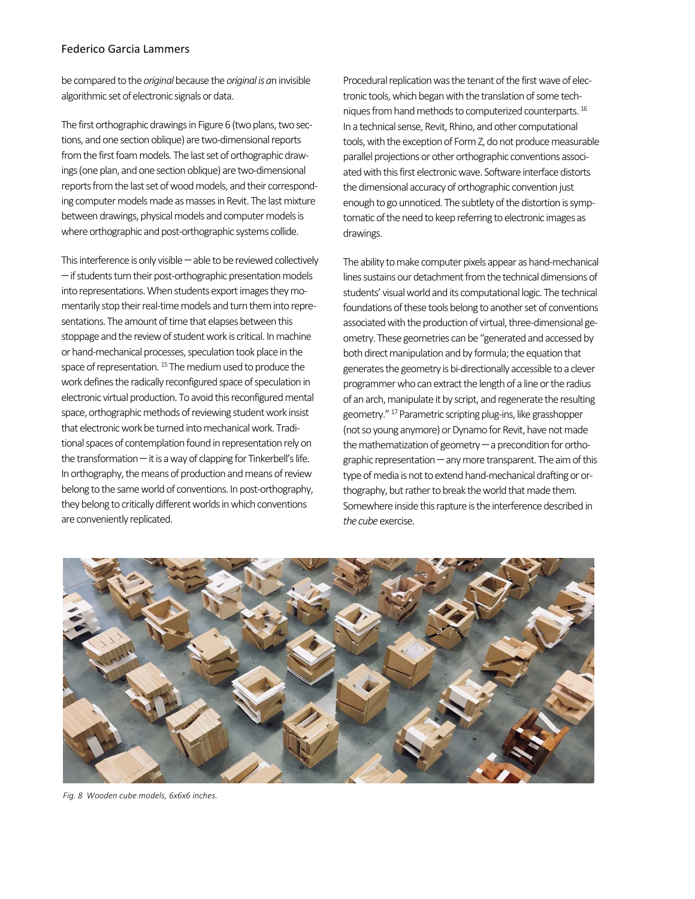be compared to the *original* because the *original is a*n invisible algorithmic set of electronic signals or data.

The first orthographic drawings in Figure 6 (two plans, two sections, and one section oblique) are two-dimensional reports from the first foam models. The last set of orthographic drawings (one plan, and one section oblique) are two-dimensional reports from the last set of wood models, and their corresponding computer models made as masses in Revit. The last mixture between drawings, physical models and computer models is where orthographic and post-orthographic systems collide.

This interference is only visible — able to be reviewed collectively — if students turn their post-orthographic presentation models into representations. When students export images they momentarily stop their real-time models and turn them into representations. The amount of time that elapses between this stoppage and the review of student work is critical. In machine or hand-mechanical processes, speculation took place in the space of representation. [15] The medium used to produce the work defines the radically reconfigured space of speculation in electronic virtual production. To avoid this reconfigured mental space, orthographic methods of reviewing student work insist that electronic work be turned into mechanical work. Traditional spaces of contemplation found in representation rely on the transformation — it is a way of clapping for Tinkerbell's life. In orthography, the means of production and means of review belong to the same world of conventions. In post-orthography, they belong to critically different worlds in which conventions are conveniently replicated.

Procedural replication was the tenant of the first wave of electronic tools, which began with the translation of some techniques from hand methods to computerized counterparts. [16] In a technical sense, Revit, Rhino, and other computational tools, with the exception of Form Z, do not produce measurable parallel projections or other orthographic conventions associated with this first electronic wave. Software interface distorts the dimensional accuracy of orthographic convention just enough to go unnoticed. The subtlety of the distortion is symptomatic of the need to keep referring to electronic images as drawings.

The ability to make computer pixels appear as hand-mechanical lines sustains our detachment from the technical dimensions of students' visual world and its computational logic. The technical foundations of these tools belong to another set of conventions associated with the production of virtual, three-dimensional geometry. These geometries can be "generated and accessed by both direct manipulation and by formula; the equation that generates the geometry is bi-directionally accessible to a clever programmer who can extract the length of a line or the radius of an arch, manipulate it by script, and regenerate the resulting geometry." [17] Parametric scripting plug-ins, like grasshopper (not so young anymore) or Dynamo for Revit, have not made the mathematization of geometry — a precondition for orthographic representation — any more transparent. The aim of this type of media is not to extend hand-mechanical drafting or orthography, but rather to break the world that made them. Somewhere inside this rapture is the interference described in *the cube* exercise.

*Fig. 8 Wooden cube models, 6x6x6 inches.*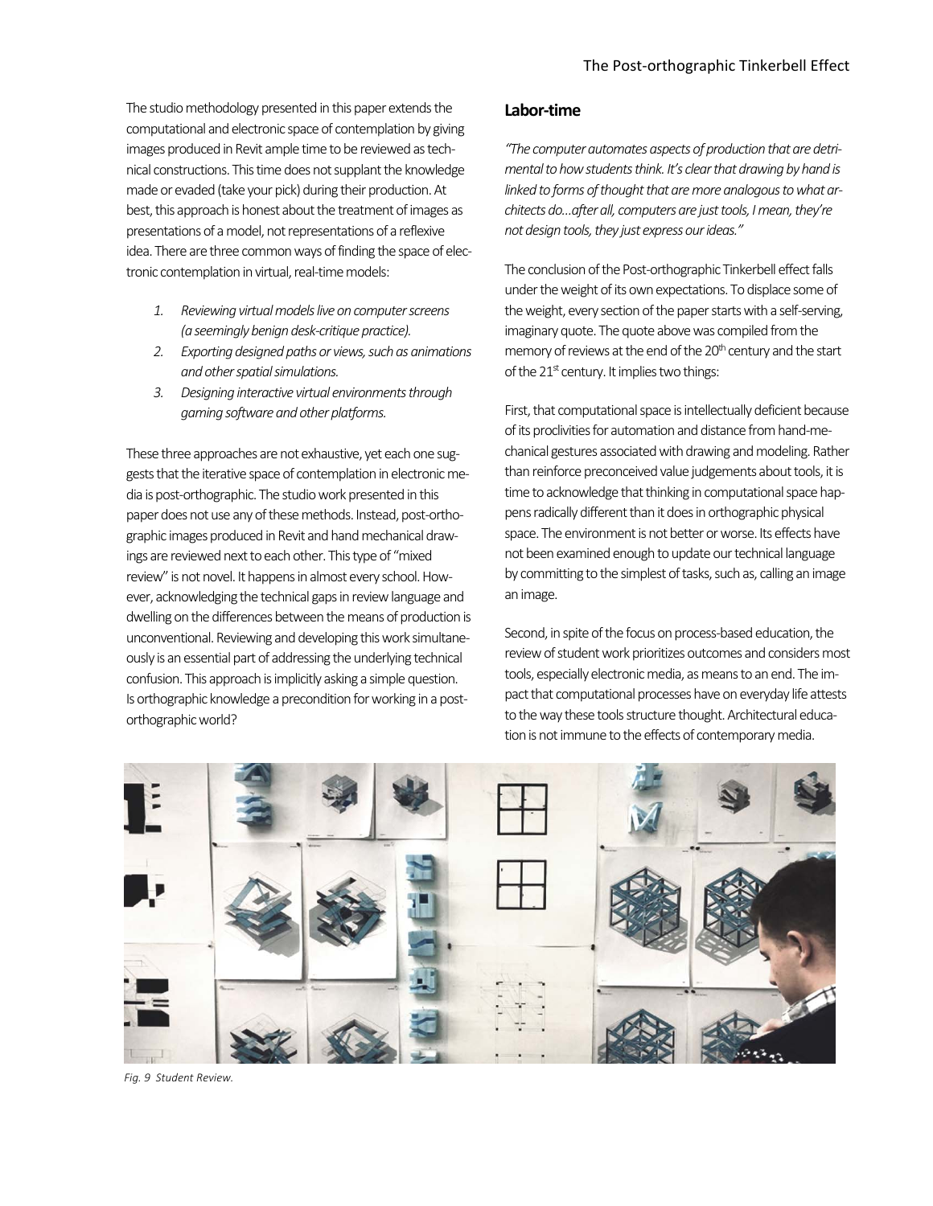The studio methodology presented in this paper extends the computational and electronic space of contemplation by giving images produced in Revit ample time to be reviewed as technical constructions. This time does not supplant the knowledge made or evaded (take your pick) during their production. At best, this approach is honest about the treatment of images as presentations of a model, not representations of a reflexive idea. There are three common ways of finding the space of electronic contemplation in virtual, real-time models:

1. *Reviewing virtual models live on computer screens (a seemingly benign desk-critique practice).*
2. *Exporting designed paths or views, such as animations and other spatial simulations.*
3. *Designing interactive virtual environments through gaming software and other platforms.*

These three approaches are not exhaustive, yet each one suggests that the iterative space of contemplation in electronic media is post-orthographic. The studio work presented in this paper does not use any of these methods. Instead, post-orthographic images produced in Revit and hand mechanical drawings are reviewed next to each other. This type of "mixed review" is not novel. It happens in almost every school. However, acknowledging the technical gaps in review language and dwelling on the differences between the means of production is unconventional. Reviewing and developing this work simultaneously is an essential part of addressing the underlying technical confusion. This approach is implicitly asking a simple question. Is orthographic knowledge a precondition for working in a post-orthographic world?

## Labor-time

*"The computer automates aspects of production that are detrimental to how students think. It's clear that drawing by hand is linked to forms of thought that are more analogous to what architects do...after all, computers are just tools, I mean, they're not design tools, they just express our ideas."*

The conclusion of the Post-orthographic Tinkerbell effect falls under the weight of its own expectations. To displace some of the weight, every section of the paper starts with a self-serving, imaginary quote. The quote above was compiled from the memory of reviews at the end of the 20th century and the start of the 21st century. It implies two things:

First, that computational space is intellectually deficient because of its proclivities for automation and distance from hand-mechanical gestures associated with drawing and modeling. Rather than reinforce preconceived value judgements about tools, it is time to acknowledge that thinking in computational space happens radically different than it does in orthographic physical space. The environment is not better or worse. Its effects have not been examined enough to update our technical language by committing to the simplest of tasks, such as, calling an image an image.

Second, in spite of the focus on process-based education, the review of student work prioritizes outcomes and considers most tools, especially electronic media, as means to an end. The impact that computational processes have on everyday life attests to the way these tools structure thought. Architectural education is not immune to the effects of contemporary media.

*Fig. 9 Student Review.*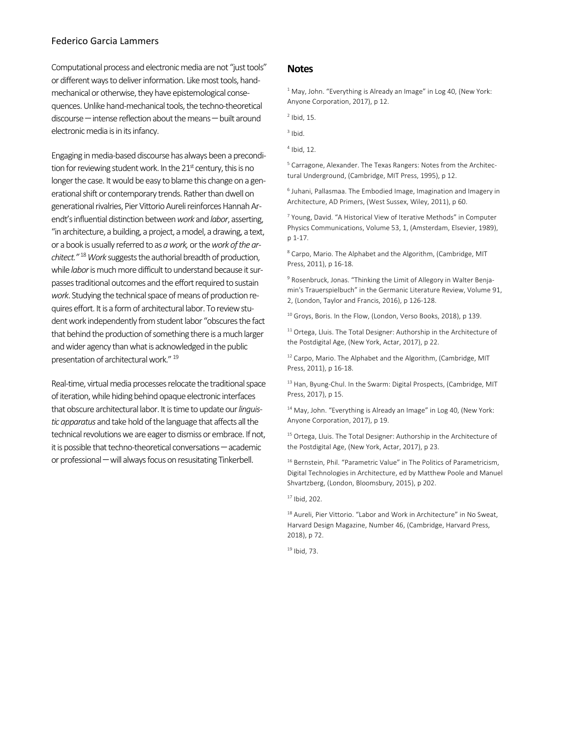Computational process and electronic media are not "just tools" or different ways to deliver information. Like most tools, hand-mechanical or otherwise, they have epistemological consequences. Unlike hand-mechanical tools, the techno-theoretical discourse — intense reflection about the means — built around electronic media is in its infancy.

Engaging in media-based discourse has always been a precondition for reviewing student work. In the 21st century, this is no longer the case. It would be easy to blame this change on a generational shift or contemporary trends. Rather than dwell on generational rivalries, Pier Vittorio Aureli reinforces Hannah Arendt's influential distinction between *work* and *labor*, asserting, "in architecture, a building, a project, a model, a drawing, a text, or a book is usually referred to as *a work,* or the *work of the architect.*"[18] *Work* suggests the authorial breadth of production, while *labor* is much more difficult to understand because it surpasses traditional outcomes and the effort required to sustain *work*. Studying the technical space of means of production requires effort. It is a form of architectural labor. To review student work independently from student labor "obscures the fact that behind the production of something there is a much larger and wider agency than what is acknowledged in the public presentation of architectural work."[19]

Real-time, virtual media processes relocate the traditional space of iteration, while hiding behind opaque electronic interfaces that obscure architectural labor. It is time to update our *linguistic apparatus* and take hold of the language that affects all the technical revolutions we are eager to dismiss or embrace. If not, it is possible that techno-theoretical conversations — academic or professional — will always focus on resusitating Tinkerbell.

## Notes

[1] May, John. "Everything is Already an Image" in Log 40, (New York: Anyone Corporation, 2017), p 12.

[2] Ibid, 15.

[3] Ibid.

[4] Ibid, 12.

[5] Carragone, Alexander. The Texas Rangers: Notes from the Architectural Underground, (Cambridge, MIT Press, 1995), p 12.

[6] Juhani, Pallasmaa. The Embodied Image, Imagination and Imagery in Architecture, AD Primers, (West Sussex, Wiley, 2011), p 60.

[7] Young, David. "A Historical View of Iterative Methods" in Computer Physics Communications, Volume 53, 1, (Amsterdam, Elsevier, 1989), p 1-17.

[8] Carpo, Mario. The Alphabet and the Algorithm, (Cambridge, MIT Press, 2011), p 16-18.

[9] Rosenbruck, Jonas. "Thinking the Limit of Allegory in Walter Benjamin's Trauerspielbuch" in the Germanic Literature Review, Volume 91, 2, (London, Taylor and Francis, 2016), p 126-128.

[10] Groys, Boris. In the Flow, (London, Verso Books, 2018), p 139.

[11] Ortega, Lluis. The Total Designer: Authorship in the Architecture of the Postdigital Age, (New York, Actar, 2017), p 22.

[12] Carpo, Mario. The Alphabet and the Algorithm, (Cambridge, MIT Press, 2011), p 16-18.

[13] Han, Byung-Chul. In the Swarm: Digital Prospects, (Cambridge, MIT Press, 2017), p 15.

[14] May, John. "Everything is Already an Image" in Log 40, (New York: Anyone Corporation, 2017), p 19.

[15] Ortega, Lluis. The Total Designer: Authorship in the Architecture of the Postdigital Age, (New York, Actar, 2017), p 23.

[16] Bernstein, Phil. "Parametric Value" in The Politics of Parametricism, Digital Technologies in Architecture, ed by Matthew Poole and Manuel Shvartzberg, (London, Bloomsbury, 2015), p 202.

[17] Ibid, 202.

[18] Aureli, Pier Vittorio. "Labor and Work in Architecture" in No Sweat, Harvard Design Magazine, Number 46, (Cambridge, Harvard Press, 2018), p 72.

[19] Ibid, 73.